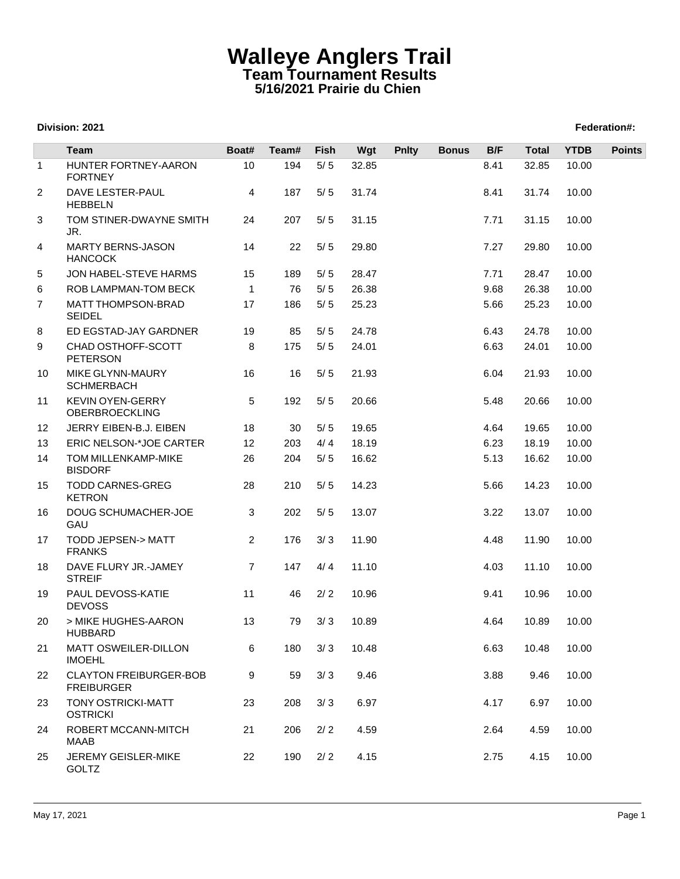# Walleye Anglers Trail
## Team Tournament Results
### 5/16/2021 Prairie du Chien

**Division: 2021** **Federation#:**

| | Team | Boat# | Team# | Fish | Wgt | Pnlty | Bonus | B/F | Total | YTDB | Points |
|---|---|---|---|---|---|---|---|---|---|---|---|
| 1 | HUNTER FORTNEY-AARON FORTNEY | 10 | 194 | 5/ 5 | 32.85 | | | 8.41 | 32.85 | 10.00 | |
| 2 | DAVE LESTER-PAUL HEBBELN | 4 | 187 | 5/ 5 | 31.74 | | | 8.41 | 31.74 | 10.00 | |
| 3 | TOM STINER-DWAYNE SMITH JR. | 24 | 207 | 5/ 5 | 31.15 | | | 7.71 | 31.15 | 10.00 | |
| 4 | MARTY BERNS-JASON HANCOCK | 14 | 22 | 5/ 5 | 29.80 | | | 7.27 | 29.80 | 10.00 | |
| 5 | JON HABEL-STEVE HARMS | 15 | 189 | 5/ 5 | 28.47 | | | 7.71 | 28.47 | 10.00 | |
| 6 | ROB LAMPMAN-TOM BECK | 1 | 76 | 5/ 5 | 26.38 | | | 9.68 | 26.38 | 10.00 | |
| 7 | MATT THOMPSON-BRAD SEIDEL | 17 | 186 | 5/ 5 | 25.23 | | | 5.66 | 25.23 | 10.00 | |
| 8 | ED EGSTAD-JAY GARDNER | 19 | 85 | 5/ 5 | 24.78 | | | 6.43 | 24.78 | 10.00 | |
| 9 | CHAD OSTHOFF-SCOTT PETERSON | 8 | 175 | 5/ 5 | 24.01 | | | 6.63 | 24.01 | 10.00 | |
| 10 | MIKE GLYNN-MAURY SCHMERBACH | 16 | 16 | 5/ 5 | 21.93 | | | 6.04 | 21.93 | 10.00 | |
| 11 | KEVIN OYEN-GERRY OBERBROECKLING | 5 | 192 | 5/ 5 | 20.66 | | | 5.48 | 20.66 | 10.00 | |
| 12 | JERRY EIBEN-B.J. EIBEN | 18 | 30 | 5/ 5 | 19.65 | | | 4.64 | 19.65 | 10.00 | |
| 13 | ERIC NELSON-*JOE CARTER | 12 | 203 | 4/ 4 | 18.19 | | | 6.23 | 18.19 | 10.00 | |
| 14 | TOM MILLENKAMP-MIKE BISDORF | 26 | 204 | 5/ 5 | 16.62 | | | 5.13 | 16.62 | 10.00 | |
| 15 | TODD CARNES-GREG KETRON | 28 | 210 | 5/ 5 | 14.23 | | | 5.66 | 14.23 | 10.00 | |
| 16 | DOUG SCHUMACHER-JOE GAU | 3 | 202 | 5/ 5 | 13.07 | | | 3.22 | 13.07 | 10.00 | |
| 17 | TODD JEPSEN-> MATT FRANKS | 2 | 176 | 3/ 3 | 11.90 | | | 4.48 | 11.90 | 10.00 | |
| 18 | DAVE FLURY JR.-JAMEY STREIF | 7 | 147 | 4/ 4 | 11.10 | | | 4.03 | 11.10 | 10.00 | |
| 19 | PAUL DEVOSS-KATIE DEVOSS | 11 | 46 | 2/ 2 | 10.96 | | | 9.41 | 10.96 | 10.00 | |
| 20 | > MIKE HUGHES-AARON HUBBARD | 13 | 79 | 3/ 3 | 10.89 | | | 4.64 | 10.89 | 10.00 | |
| 21 | MATT OSWEILER-DILLON IMOEHL | 6 | 180 | 3/ 3 | 10.48 | | | 6.63 | 10.48 | 10.00 | |
| 22 | CLAYTON FREIBURGER-BOB FREIBURGER | 9 | 59 | 3/ 3 | 9.46 | | | 3.88 | 9.46 | 10.00 | |
| 23 | TONY OSTRICKI-MATT OSTRICKI | 23 | 208 | 3/ 3 | 6.97 | | | 4.17 | 6.97 | 10.00 | |
| 24 | ROBERT MCCANN-MITCH MAAB | 21 | 206 | 2/ 2 | 4.59 | | | 2.64 | 4.59 | 10.00 | |
| 25 | JEREMY GEISLER-MIKE GOLTZ | 22 | 190 | 2/ 2 | 4.15 | | | 2.75 | 4.15 | 10.00 | |

May 17, 2021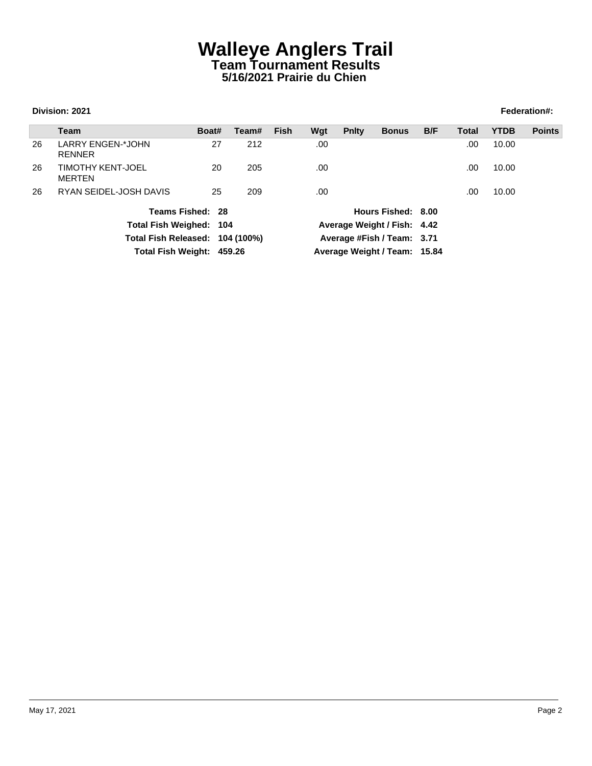# Walleye Anglers Trail

## Team Tournament Results

### 5/16/2021 Prairie du Chien

**Division: 2021** **Federation#:**

| | Team | Boat# | Team# | Fish | Wgt | Pnlty | Bonus | B/F | Total | YTDB | Points |
|---|---|---|---|---|---|---|---|---|---|---|---|
| 26 | LARRY ENGEN-*JOHN RENNER | 27 | 212 | | .00 | | | | .00 | 10.00 | |
| 26 | TIMOTHY KENT-JOEL MERTEN | 20 | 205 | | .00 | | | | .00 | 10.00 | |
| 26 | RYAN SEIDEL-JOSH DAVIS | 25 | 209 | | .00 | | | | .00 | 10.00 | |

**Teams Fished: 28**

**Total Fish Weighed: 104**

**Total Fish Released: 104 (100%)**

**Total Fish Weight: 459.26**

**Hours Fished: 8.00**

**Average Weight / Fish: 4.42**

**Average #Fish / Team: 3.71**

**Average Weight / Team: 15.84**

May 17, 2021